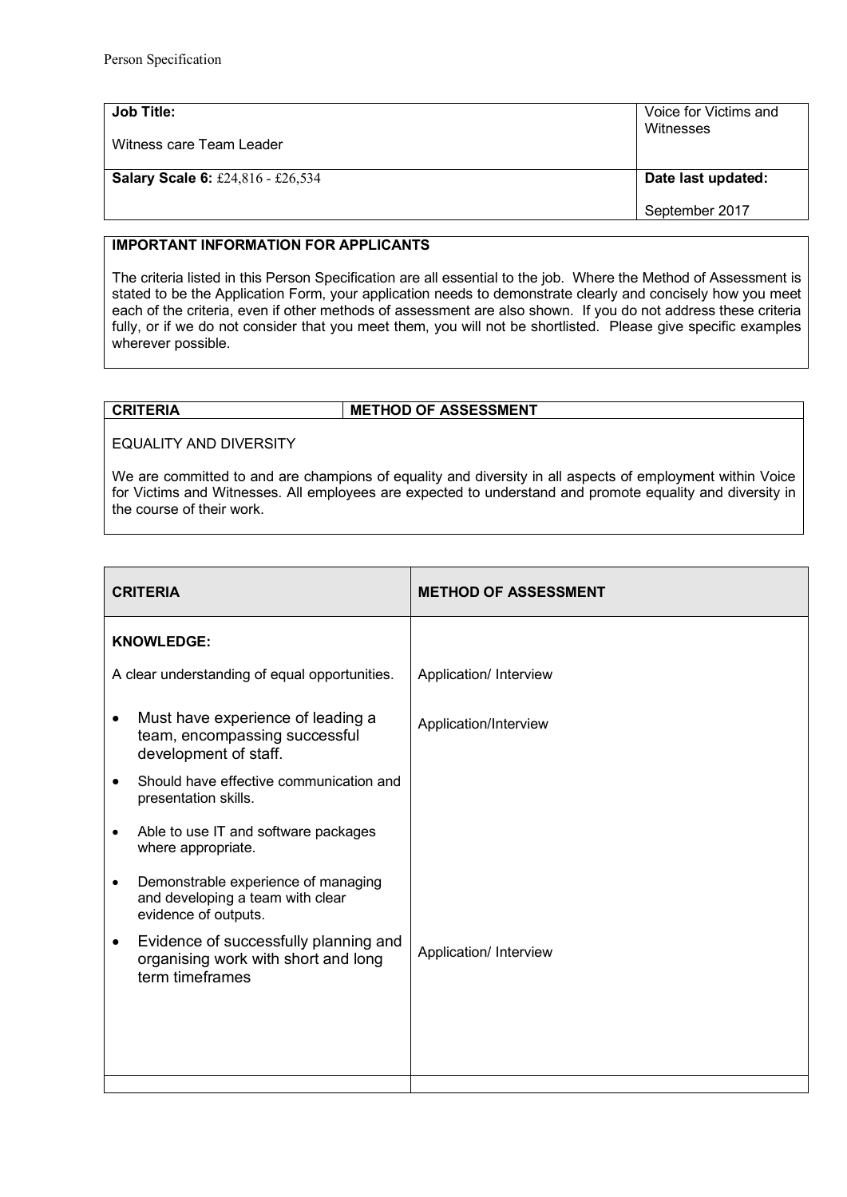Person Specification

| **Job Title:**<br><br>Witness care Team Leader | Voice for Victims and Witnesses |
| --- | --- |
| **Salary Scale 6:** £24,816 - £26,534 | **Date last updated:**<br><br>September 2017 |

| **IMPORTANT INFORMATION FOR APPLICANTS** |
| --- |
| The criteria listed in this Person Specification are all essential to the job. Where the Method of Assessment is stated to be the Application Form, your application needs to demonstrate clearly and concisely how you meet each of the criteria, even if other methods of assessment are also shown. If you do not address these criteria fully, or if we do not consider that you meet them, you will not be shortlisted. Please give specific examples wherever possible. |

| **CRITERIA** | **METHOD OF ASSESSMENT** |
| --- | --- |
| EQUALITY AND DIVERSITY<br><br>We are committed to and are champions of equality and diversity in all aspects of employment within Voice for Victims and Witnesses. All employees are expected to understand and promote equality and diversity in the course of their work. | |

| **CRITERIA** | **METHOD OF ASSESSMENT** |
| --- | --- |
| **KNOWLEDGE:** | |
| A clear understanding of equal opportunities. | Application/ Interview |
| • Must have experience of leading a team, encompassing successful development of staff. | Application/Interview |
| • Should have effective communication and presentation skills. | |
| • Able to use IT and software packages where appropriate. | |
| • Demonstrable experience of managing and developing a team with clear evidence of outputs. | |
| • Evidence of successfully planning and organising work with short and long term timeframes | Application/ Interview |
| | |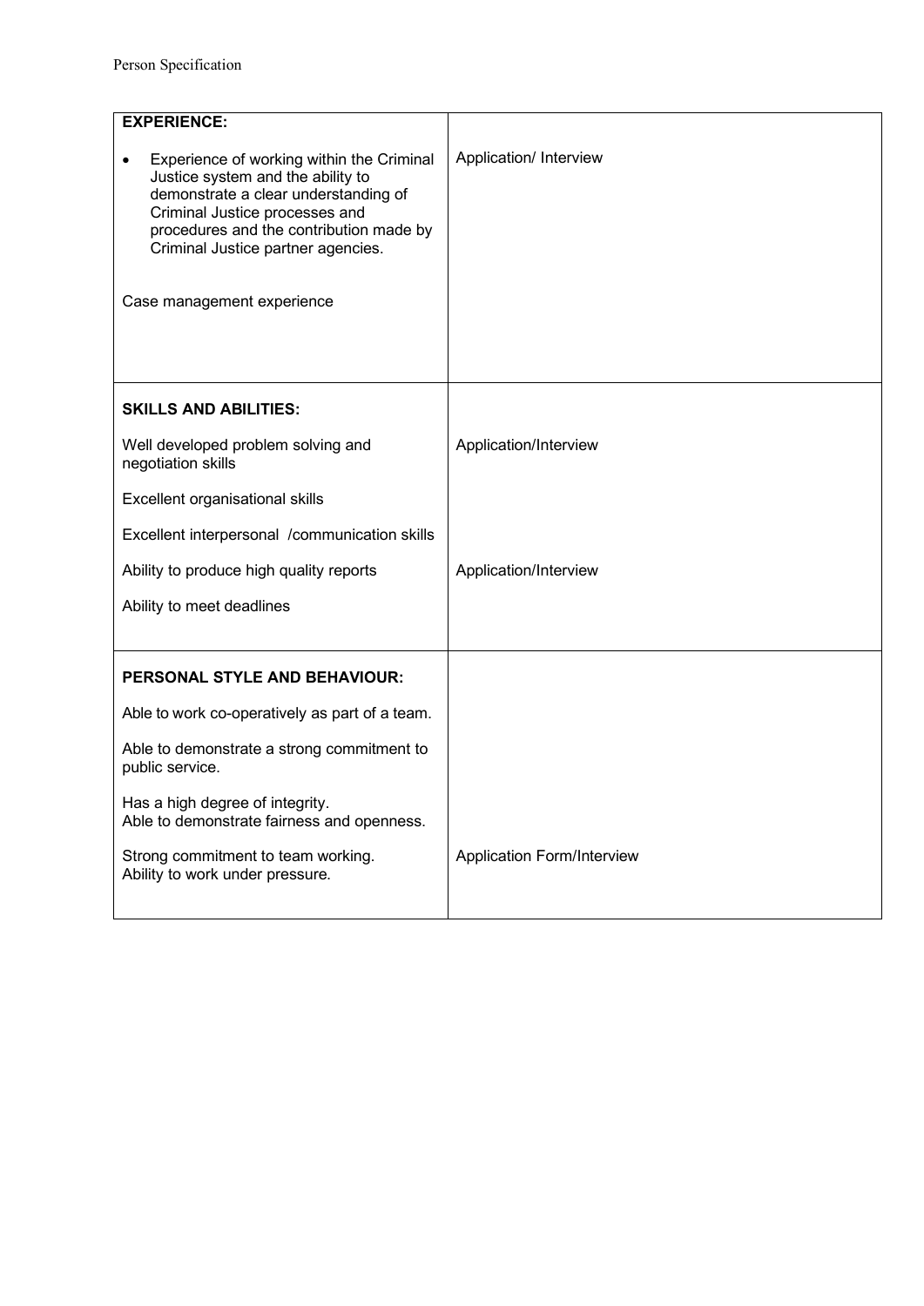| | |
|---|---|
| **EXPERIENCE:**<br><br>• Experience of working within the Criminal Justice system and the ability to demonstrate a clear understanding of Criminal Justice processes and procedures and the contribution made by Criminal Justice partner agencies.<br><br>Case management experience | Application/ Interview |
| **SKILLS AND ABILITIES:**<br><br>Well developed problem solving and negotiation skills<br><br>Excellent organisational skills<br><br>Excellent interpersonal /communication skills<br><br>Ability to produce high quality reports<br><br>Ability to meet deadlines | Application/Interview<br><br><br><br><br><br>Application/Interview |
| **PERSONAL STYLE AND BEHAVIOUR:**<br><br>Able to work co-operatively as part of a team.<br><br>Able to demonstrate a strong commitment to public service.<br><br>Has a high degree of integrity.<br>Able to demonstrate fairness and openness.<br><br>Strong commitment to team working.<br>Ability to work under pressure. | Application Form/Interview |